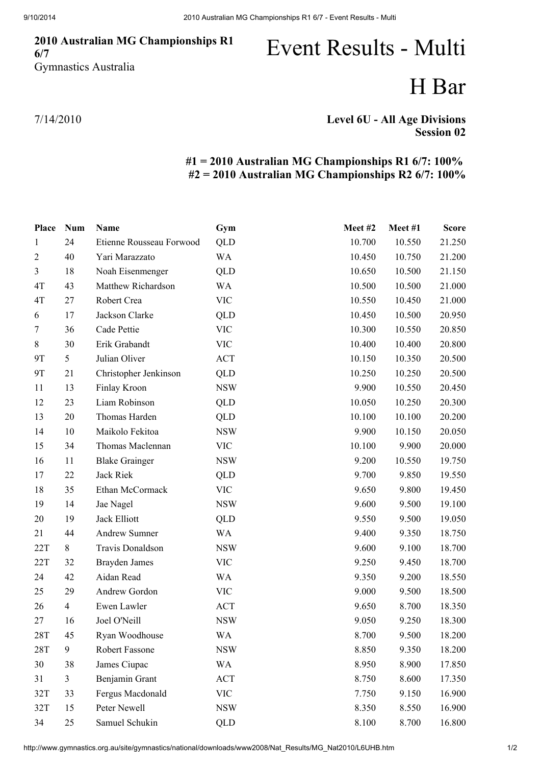**2010 Australian MG Championships R1 6/7**
Gymnastics Australia

# Event Results - Multi

# H Bar

7/14/2010

**Level 6U - All Age Divisions**
**Session 02**

**#1 = 2010 Australian MG Championships R1 6/7: 100%**
**#2 = 2010 Australian MG Championships R2 6/7: 100%**

| Place | Num | Name | Gym | Meet #2 | Meet #1 | Score |
|---|---|---|---|---|---|---|
| 1 | 24 | Etienne Rousseau Forwood | QLD | 10.700 | 10.550 | 21.250 |
| 2 | 40 | Yari Marazzato | WA | 10.450 | 10.750 | 21.200 |
| 3 | 18 | Noah Eisenmenger | QLD | 10.650 | 10.500 | 21.150 |
| 4T | 43 | Matthew Richardson | WA | 10.500 | 10.500 | 21.000 |
| 4T | 27 | Robert Crea | VIC | 10.550 | 10.450 | 21.000 |
| 6 | 17 | Jackson Clarke | QLD | 10.450 | 10.500 | 20.950 |
| 7 | 36 | Cade Pettie | VIC | 10.300 | 10.550 | 20.850 |
| 8 | 30 | Erik Grabandt | VIC | 10.400 | 10.400 | 20.800 |
| 9T | 5 | Julian Oliver | ACT | 10.150 | 10.350 | 20.500 |
| 9T | 21 | Christopher Jenkinson | QLD | 10.250 | 10.250 | 20.500 |
| 11 | 13 | Finlay Kroon | NSW | 9.900 | 10.550 | 20.450 |
| 12 | 23 | Liam Robinson | QLD | 10.050 | 10.250 | 20.300 |
| 13 | 20 | Thomas Harden | QLD | 10.100 | 10.100 | 20.200 |
| 14 | 10 | Maikolo Fekitoa | NSW | 9.900 | 10.150 | 20.050 |
| 15 | 34 | Thomas Maclennan | VIC | 10.100 | 9.900 | 20.000 |
| 16 | 11 | Blake Grainger | NSW | 9.200 | 10.550 | 19.750 |
| 17 | 22 | Jack Riek | QLD | 9.700 | 9.850 | 19.550 |
| 18 | 35 | Ethan McCormack | VIC | 9.650 | 9.800 | 19.450 |
| 19 | 14 | Jae Nagel | NSW | 9.600 | 9.500 | 19.100 |
| 20 | 19 | Jack Elliott | QLD | 9.550 | 9.500 | 19.050 |
| 21 | 44 | Andrew Sumner | WA | 9.400 | 9.350 | 18.750 |
| 22T | 8 | Travis Donaldson | NSW | 9.600 | 9.100 | 18.700 |
| 22T | 32 | Brayden James | VIC | 9.250 | 9.450 | 18.700 |
| 24 | 42 | Aidan Read | WA | 9.350 | 9.200 | 18.550 |
| 25 | 29 | Andrew Gordon | VIC | 9.000 | 9.500 | 18.500 |
| 26 | 4 | Ewen Lawler | ACT | 9.650 | 8.700 | 18.350 |
| 27 | 16 | Joel O'Neill | NSW | 9.050 | 9.250 | 18.300 |
| 28T | 45 | Ryan Woodhouse | WA | 8.700 | 9.500 | 18.200 |
| 28T | 9 | Robert Fassone | NSW | 8.850 | 9.350 | 18.200 |
| 30 | 38 | James Ciupac | WA | 8.950 | 8.900 | 17.850 |
| 31 | 3 | Benjamin Grant | ACT | 8.750 | 8.600 | 17.350 |
| 32T | 33 | Fergus Macdonald | VIC | 7.750 | 9.150 | 16.900 |
| 32T | 15 | Peter Newell | NSW | 8.350 | 8.550 | 16.900 |
| 34 | 25 | Samuel Schukin | QLD | 8.100 | 8.700 | 16.800 |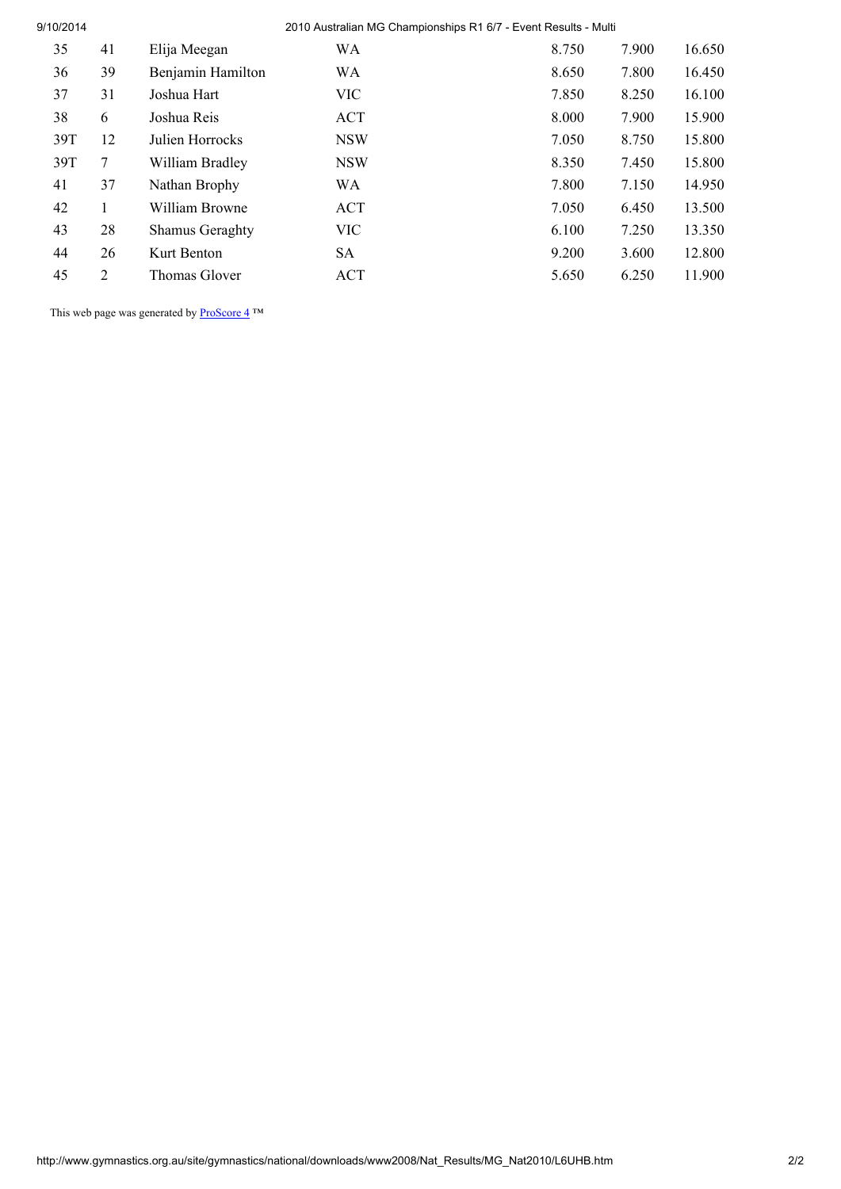| | | | | | | |
|---|---|---|---|---|---|---|
| 35 | 41 | Elija Meegan | WA | 8.750 | 7.900 | 16.650 |
| 36 | 39 | Benjamin Hamilton | WA | 8.650 | 7.800 | 16.450 |
| 37 | 31 | Joshua Hart | VIC | 7.850 | 8.250 | 16.100 |
| 38 | 6 | Joshua Reis | ACT | 8.000 | 7.900 | 15.900 |
| 39T | 12 | Julien Horrocks | NSW | 7.050 | 8.750 | 15.800 |
| 39T | 7 | William Bradley | NSW | 8.350 | 7.450 | 15.800 |
| 41 | 37 | Nathan Brophy | WA | 7.800 | 7.150 | 14.950 |
| 42 | 1 | William Browne | ACT | 7.050 | 6.450 | 13.500 |
| 43 | 28 | Shamus Geraghty | VIC | 6.100 | 7.250 | 13.350 |
| 44 | 26 | Kurt Benton | SA | 9.200 | 3.600 | 12.800 |
| 45 | 2 | Thomas Glover | ACT | 5.650 | 6.250 | 11.900 |

This web page was generated by ProScore 4 ™